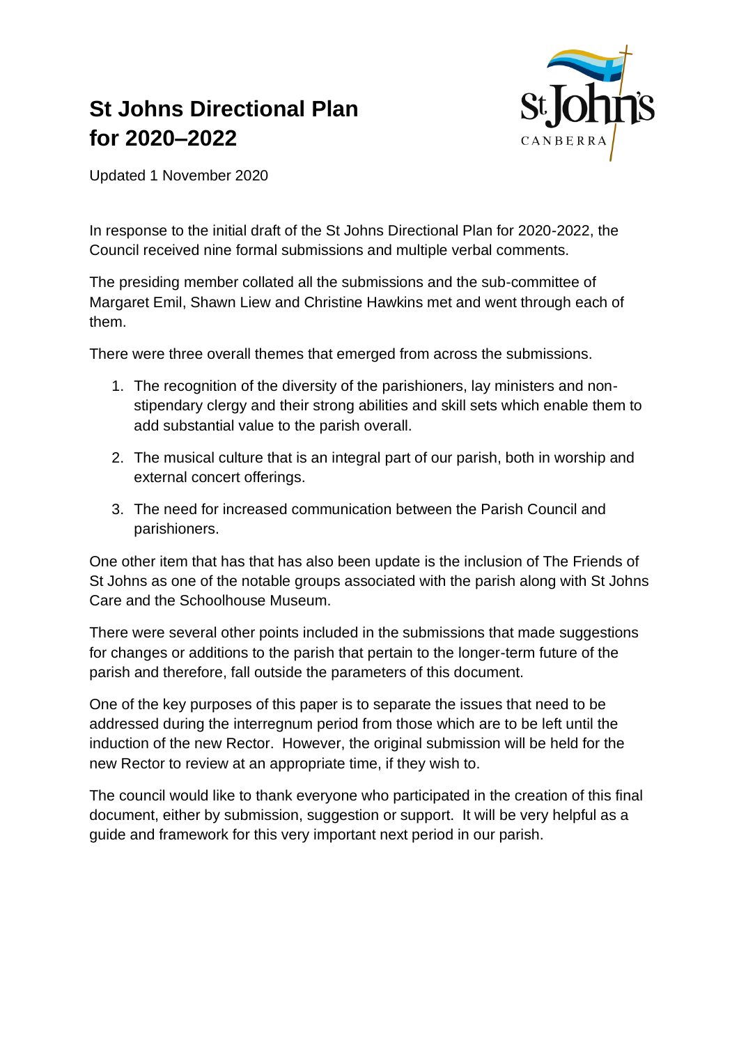# St Johns Directional Plan for 2020–2022

Updated 1 November 2020

In response to the initial draft of the St Johns Directional Plan for 2020-2022, the Council received nine formal submissions and multiple verbal comments.

The presiding member collated all the submissions and the sub-committee of Margaret Emil, Shawn Liew and Christine Hawkins met and went through each of them.

There were three overall themes that emerged from across the submissions.

1. The recognition of the diversity of the parishioners, lay ministers and non-stipendary clergy and their strong abilities and skill sets which enable them to add substantial value to the parish overall.
2. The musical culture that is an integral part of our parish, both in worship and external concert offerings.
3. The need for increased communication between the Parish Council and parishioners.

One other item that has that has also been update is the inclusion of The Friends of St Johns as one of the notable groups associated with the parish along with St Johns Care and the Schoolhouse Museum.

There were several other points included in the submissions that made suggestions for changes or additions to the parish that pertain to the longer-term future of the parish and therefore, fall outside the parameters of this document.

One of the key purposes of this paper is to separate the issues that need to be addressed during the interregnum period from those which are to be left until the induction of the new Rector. However, the original submission will be held for the new Rector to review at an appropriate time, if they wish to.

The council would like to thank everyone who participated in the creation of this final document, either by submission, suggestion or support. It will be very helpful as a guide and framework for this very important next period in our parish.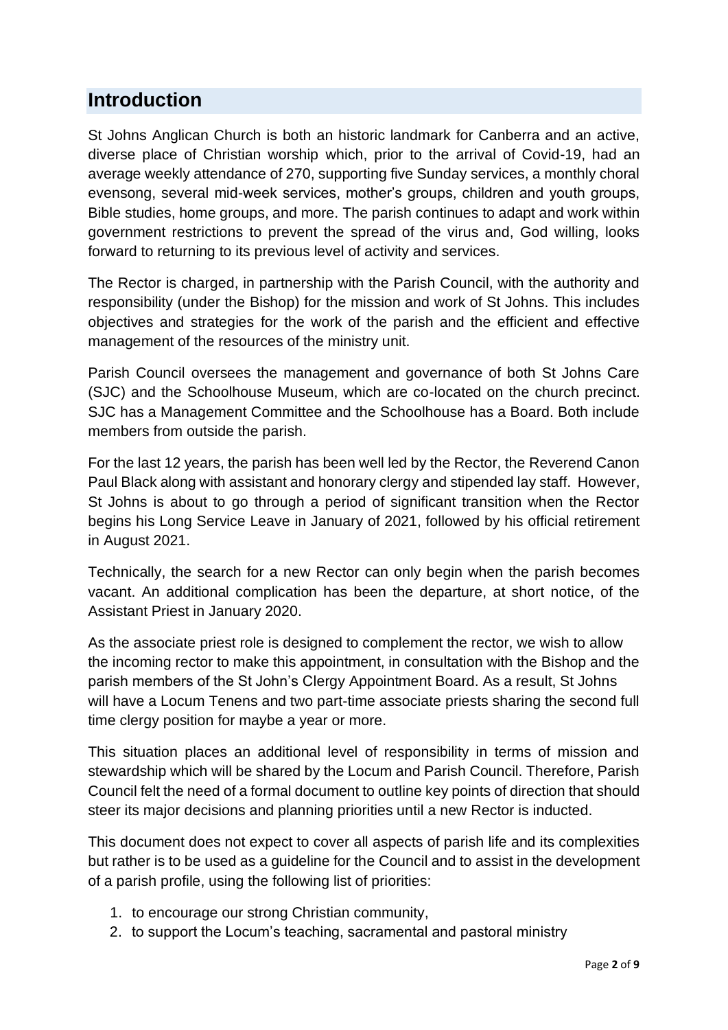## Introduction

St Johns Anglican Church is both an historic landmark for Canberra and an active, diverse place of Christian worship which, prior to the arrival of Covid-19, had an average weekly attendance of 270, supporting five Sunday services, a monthly choral evensong, several mid-week services, mother's groups, children and youth groups, Bible studies, home groups, and more. The parish continues to adapt and work within government restrictions to prevent the spread of the virus and, God willing, looks forward to returning to its previous level of activity and services.

The Rector is charged, in partnership with the Parish Council, with the authority and responsibility (under the Bishop) for the mission and work of St Johns. This includes objectives and strategies for the work of the parish and the efficient and effective management of the resources of the ministry unit.

Parish Council oversees the management and governance of both St Johns Care (SJC) and the Schoolhouse Museum, which are co-located on the church precinct. SJC has a Management Committee and the Schoolhouse has a Board. Both include members from outside the parish.

For the last 12 years, the parish has been well led by the Rector, the Reverend Canon Paul Black along with assistant and honorary clergy and stipended lay staff. However, St Johns is about to go through a period of significant transition when the Rector begins his Long Service Leave in January of 2021, followed by his official retirement in August 2021.

Technically, the search for a new Rector can only begin when the parish becomes vacant. An additional complication has been the departure, at short notice, of the Assistant Priest in January 2020.

As the associate priest role is designed to complement the rector, we wish to allow the incoming rector to make this appointment, in consultation with the Bishop and the parish members of the St John's Clergy Appointment Board. As a result, St Johns will have a Locum Tenens and two part-time associate priests sharing the second full time clergy position for maybe a year or more.

This situation places an additional level of responsibility in terms of mission and stewardship which will be shared by the Locum and Parish Council. Therefore, Parish Council felt the need of a formal document to outline key points of direction that should steer its major decisions and planning priorities until a new Rector is inducted.

This document does not expect to cover all aspects of parish life and its complexities but rather is to be used as a guideline for the Council and to assist in the development of a parish profile, using the following list of priorities:

1. to encourage our strong Christian community,
2. to support the Locum's teaching, sacramental and pastoral ministry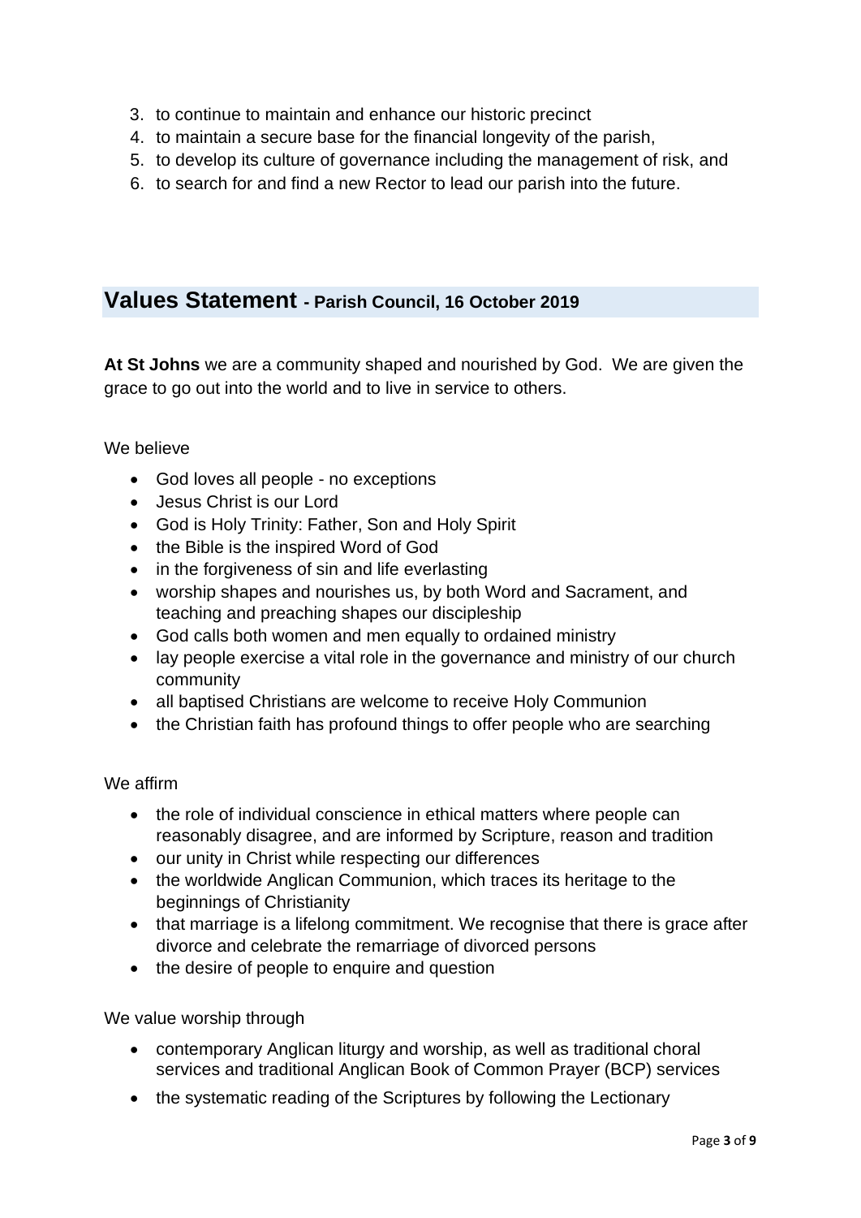3. to continue to maintain and enhance our historic precinct
4. to maintain a secure base for the financial longevity of the parish,
5. to develop its culture of governance including the management of risk, and
6. to search for and find a new Rector to lead our parish into the future.

## Values Statement - Parish Council, 16 October 2019

**At St Johns** we are a community shaped and nourished by God. We are given the grace to go out into the world and to live in service to others.

We believe

- God loves all people - no exceptions
- Jesus Christ is our Lord
- God is Holy Trinity: Father, Son and Holy Spirit
- the Bible is the inspired Word of God
- in the forgiveness of sin and life everlasting
- worship shapes and nourishes us, by both Word and Sacrament, and teaching and preaching shapes our discipleship
- God calls both women and men equally to ordained ministry
- lay people exercise a vital role in the governance and ministry of our church community
- all baptised Christians are welcome to receive Holy Communion
- the Christian faith has profound things to offer people who are searching

We affirm

- the role of individual conscience in ethical matters where people can reasonably disagree, and are informed by Scripture, reason and tradition
- our unity in Christ while respecting our differences
- the worldwide Anglican Communion, which traces its heritage to the beginnings of Christianity
- that marriage is a lifelong commitment. We recognise that there is grace after divorce and celebrate the remarriage of divorced persons
- the desire of people to enquire and question

We value worship through

- contemporary Anglican liturgy and worship, as well as traditional choral services and traditional Anglican Book of Common Prayer (BCP) services
- the systematic reading of the Scriptures by following the Lectionary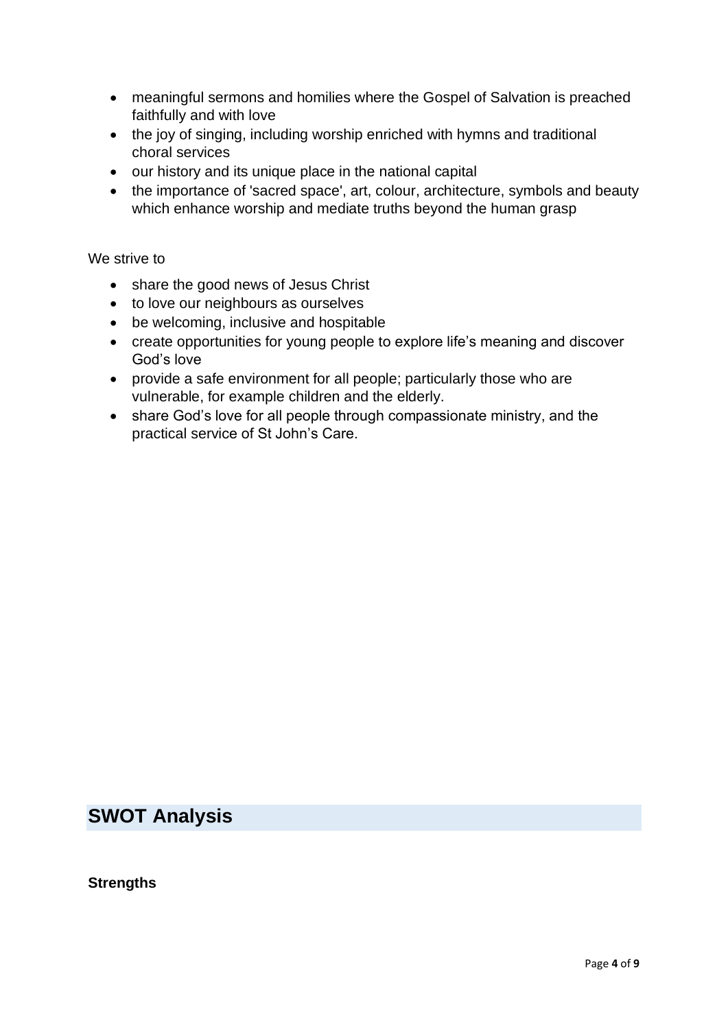- meaningful sermons and homilies where the Gospel of Salvation is preached faithfully and with love
- the joy of singing, including worship enriched with hymns and traditional choral services
- our history and its unique place in the national capital
- the importance of 'sacred space', art, colour, architecture, symbols and beauty which enhance worship and mediate truths beyond the human grasp

We strive to

- share the good news of Jesus Christ
- to love our neighbours as ourselves
- be welcoming, inclusive and hospitable
- create opportunities for young people to explore life's meaning and discover God's love
- provide a safe environment for all people; particularly those who are vulnerable, for example children and the elderly.
- share God's love for all people through compassionate ministry, and the practical service of St John's Care.

## SWOT Analysis

**Strengths**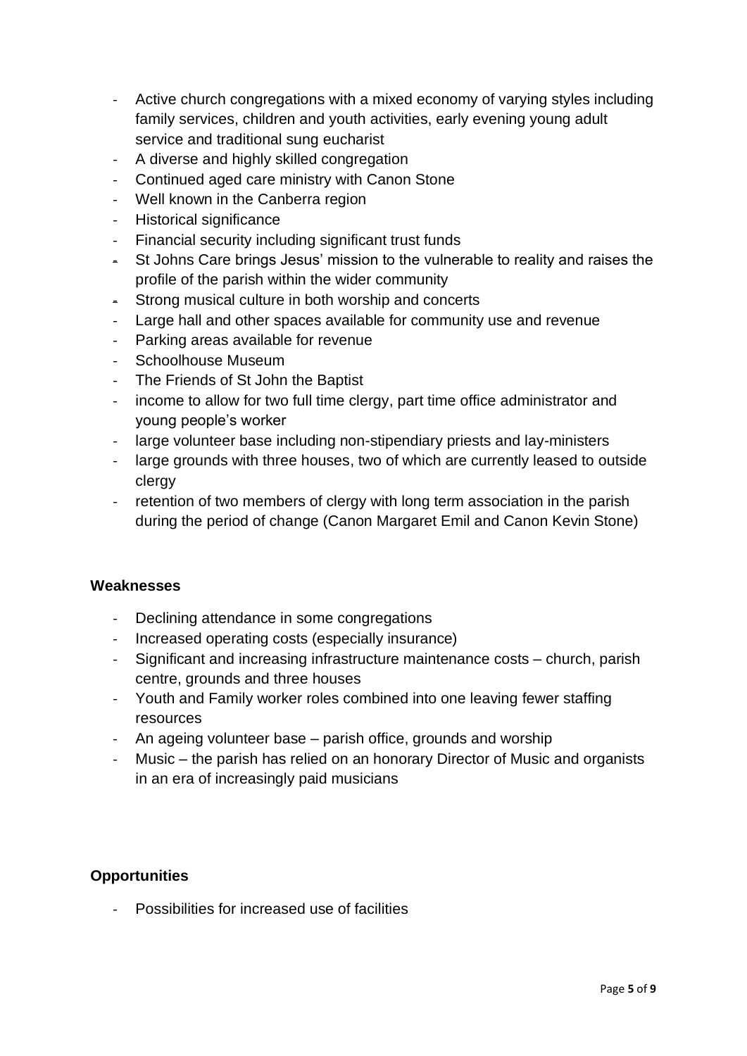- Active church congregations with a mixed economy of varying styles including family services, children and youth activities, early evening young adult service and traditional sung eucharist
- A diverse and highly skilled congregation
- Continued aged care ministry with Canon Stone
- Well known in the Canberra region
- Historical significance
- Financial security including significant trust funds
- St Johns Care brings Jesus' mission to the vulnerable to reality and raises the profile of the parish within the wider community
- Strong musical culture in both worship and concerts
- Large hall and other spaces available for community use and revenue
- Parking areas available for revenue
- Schoolhouse Museum
- The Friends of St John the Baptist
- income to allow for two full time clergy, part time office administrator and young people's worker
- large volunteer base including non-stipendiary priests and lay-ministers
- large grounds with three houses, two of which are currently leased to outside clergy
- retention of two members of clergy with long term association in the parish during the period of change (Canon Margaret Emil and Canon Kevin Stone)

**Weaknesses**

- Declining attendance in some congregations
- Increased operating costs (especially insurance)
- Significant and increasing infrastructure maintenance costs – church, parish centre, grounds and three houses
- Youth and Family worker roles combined into one leaving fewer staffing resources
- An ageing volunteer base – parish office, grounds and worship
- Music – the parish has relied on an honorary Director of Music and organists in an era of increasingly paid musicians

**Opportunities**

- Possibilities for increased use of facilities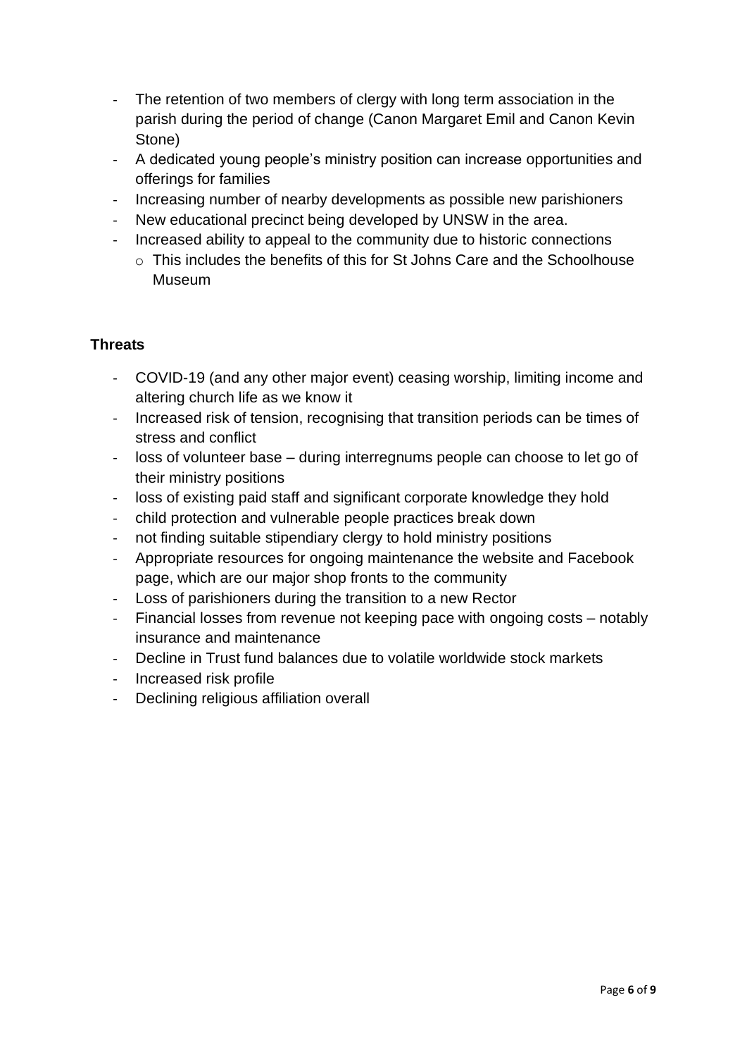- The retention of two members of clergy with long term association in the parish during the period of change (Canon Margaret Emil and Canon Kevin Stone)
- A dedicated young people's ministry position can increase opportunities and offerings for families
- Increasing number of nearby developments as possible new parishioners
- New educational precinct being developed by UNSW in the area.
- Increased ability to appeal to the community due to historic connections
  - This includes the benefits of this for St Johns Care and the Schoolhouse Museum

**Threats**

- COVID-19 (and any other major event) ceasing worship, limiting income and altering church life as we know it
- Increased risk of tension, recognising that transition periods can be times of stress and conflict
- loss of volunteer base – during interregnums people can choose to let go of their ministry positions
- loss of existing paid staff and significant corporate knowledge they hold
- child protection and vulnerable people practices break down
- not finding suitable stipendiary clergy to hold ministry positions
- Appropriate resources for ongoing maintenance the website and Facebook page, which are our major shop fronts to the community
- Loss of parishioners during the transition to a new Rector
- Financial losses from revenue not keeping pace with ongoing costs – notably insurance and maintenance
- Decline in Trust fund balances due to volatile worldwide stock markets
- Increased risk profile
- Declining religious affiliation overall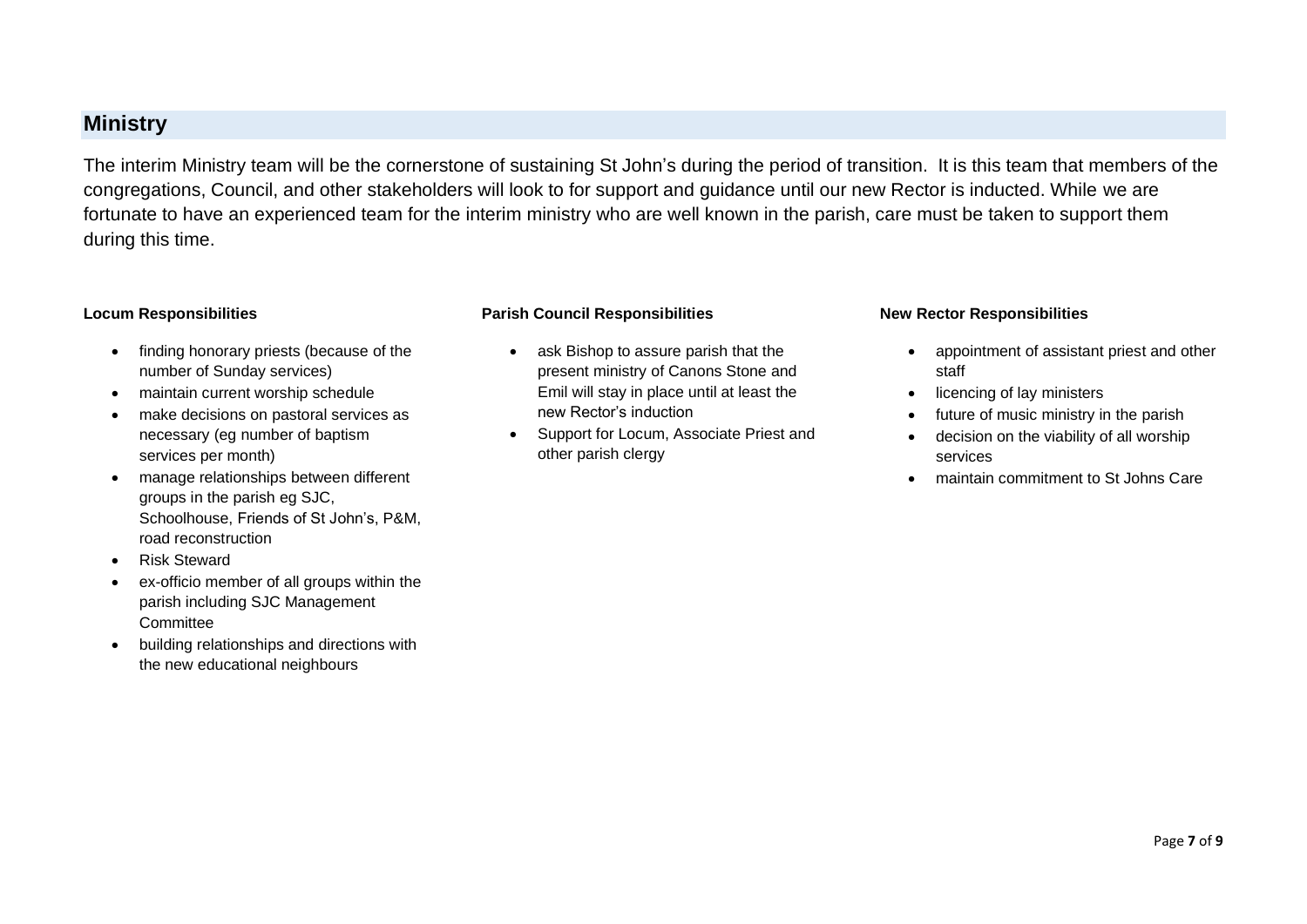## Ministry

The interim Ministry team will be the cornerstone of sustaining St John's during the period of transition. It is this team that members of the congregations, Council, and other stakeholders will look to for support and guidance until our new Rector is inducted. While we are fortunate to have an experienced team for the interim ministry who are well known in the parish, care must be taken to support them during this time.

#### Locum Responsibilities

- finding honorary priests (because of the number of Sunday services)
- maintain current worship schedule
- make decisions on pastoral services as necessary (eg number of baptism services per month)
- manage relationships between different groups in the parish eg SJC, Schoolhouse, Friends of St John's, P&M, road reconstruction
- Risk Steward
- ex-officio member of all groups within the parish including SJC Management Committee
- building relationships and directions with the new educational neighbours

#### Parish Council Responsibilities

- ask Bishop to assure parish that the present ministry of Canons Stone and Emil will stay in place until at least the new Rector's induction
- Support for Locum, Associate Priest and other parish clergy

#### New Rector Responsibilities

- appointment of assistant priest and other staff
- licencing of lay ministers
- future of music ministry in the parish
- decision on the viability of all worship services
- maintain commitment to St Johns Care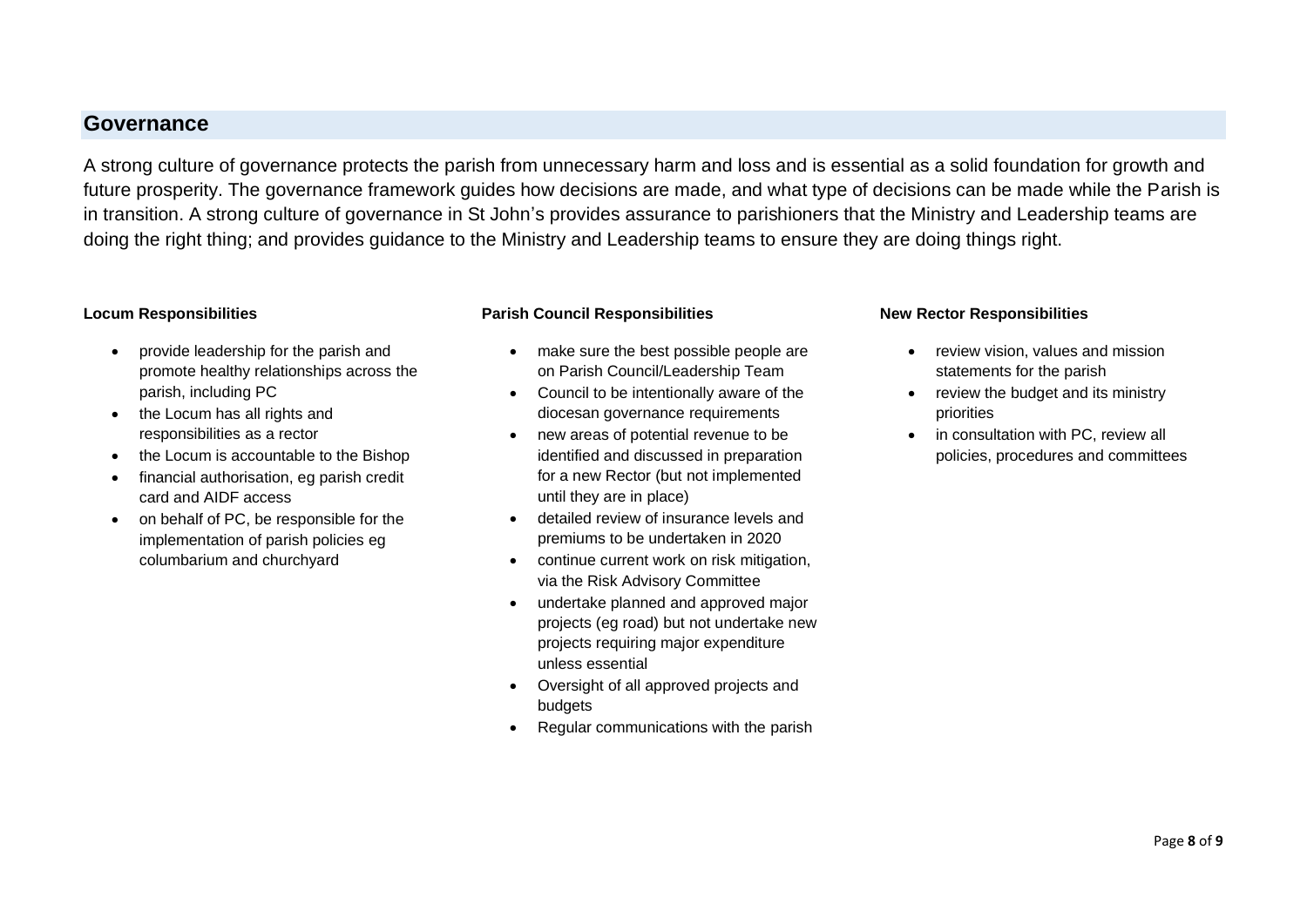## Governance

A strong culture of governance protects the parish from unnecessary harm and loss and is essential as a solid foundation for growth and future prosperity. The governance framework guides how decisions are made, and what type of decisions can be made while the Parish is in transition. A strong culture of governance in St John's provides assurance to parishioners that the Ministry and Leadership teams are doing the right thing; and provides guidance to the Ministry and Leadership teams to ensure they are doing things right.

#### Locum Responsibilities

- provide leadership for the parish and promote healthy relationships across the parish, including PC
- the Locum has all rights and responsibilities as a rector
- the Locum is accountable to the Bishop
- financial authorisation, eg parish credit card and AIDF access
- on behalf of PC, be responsible for the implementation of parish policies eg columbarium and churchyard

#### Parish Council Responsibilities

- make sure the best possible people are on Parish Council/Leadership Team
- Council to be intentionally aware of the diocesan governance requirements
- new areas of potential revenue to be identified and discussed in preparation for a new Rector (but not implemented until they are in place)
- detailed review of insurance levels and premiums to be undertaken in 2020
- continue current work on risk mitigation, via the Risk Advisory Committee
- undertake planned and approved major projects (eg road) but not undertake new projects requiring major expenditure unless essential
- Oversight of all approved projects and budgets
- Regular communications with the parish

#### New Rector Responsibilities

- review vision, values and mission statements for the parish
- review the budget and its ministry priorities
- in consultation with PC, review all policies, procedures and committees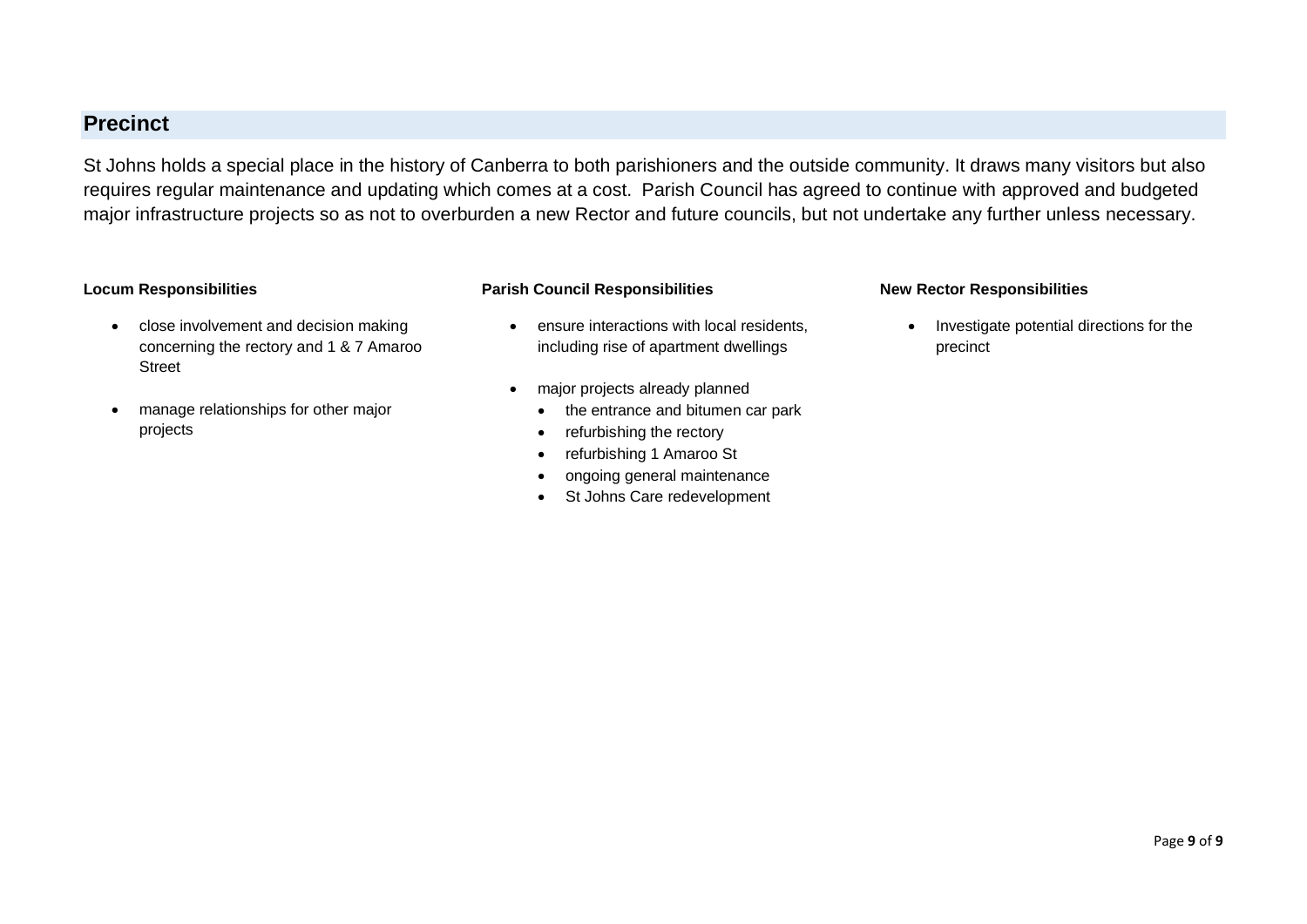## Precinct

St Johns holds a special place in the history of Canberra to both parishioners and the outside community. It draws many visitors but also requires regular maintenance and updating which comes at a cost. Parish Council has agreed to continue with approved and budgeted major infrastructure projects so as not to overburden a new Rector and future councils, but not undertake any further unless necessary.

**Locum Responsibilities**

- close involvement and decision making concerning the rectory and 1 & 7 Amaroo Street
- manage relationships for other major projects

**Parish Council Responsibilities**

- ensure interactions with local residents, including rise of apartment dwellings
- major projects already planned
  - the entrance and bitumen car park
  - refurbishing the rectory
  - refurbishing 1 Amaroo St
  - ongoing general maintenance
  - St Johns Care redevelopment

**New Rector Responsibilities**

- Investigate potential directions for the precinct